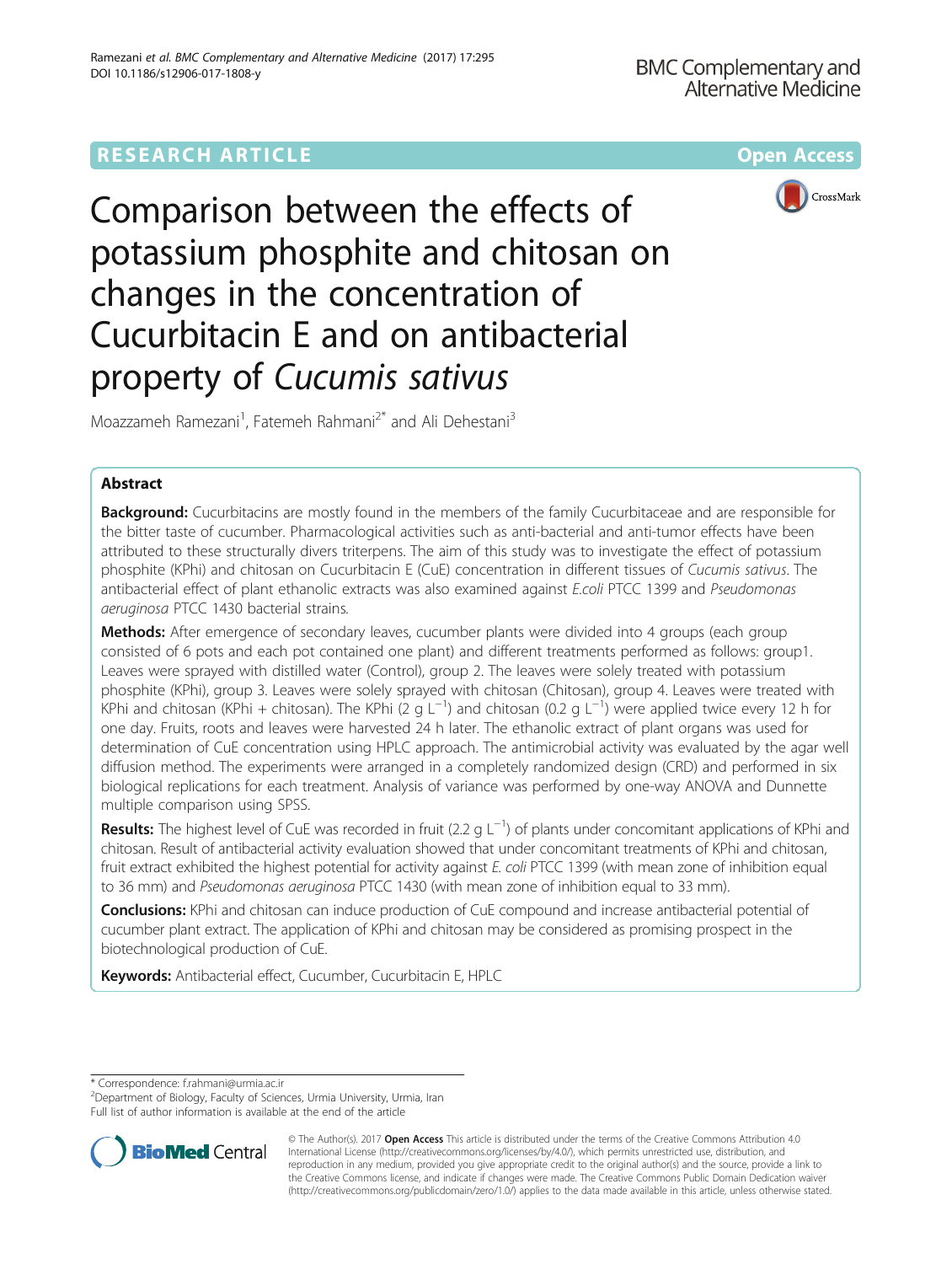# Comparison between the effects of potassium phosphite and chitosan on changes in the concentration of Cucurbitacin E and on antibacterial property of *Cucumis sativus*

**RESEARCH ARTICLE** — **Open Access**

Moazzameh Ramezani[1], Fatemeh Rahmani[2*] and Ali Dehestani[3]

## Abstract

**Background:** Cucurbitacins are mostly found in the members of the family Cucurbitaceae and are responsible for the bitter taste of cucumber. Pharmacological activities such as anti-bacterial and anti-tumor effects have been attributed to these structurally divers triterpens. The aim of this study was to investigate the effect of potassium phosphite (KPhi) and chitosan on Cucurbitacin E (CuE) concentration in different tissues of *Cucumis sativus*. The antibacterial effect of plant ethanolic extracts was also examined against *E.coli* PTCC 1399 and *Pseudomonas aeruginosa* PTCC 1430 bacterial strains.

**Methods:** After emergence of secondary leaves, cucumber plants were divided into 4 groups (each group consisted of 6 pots and each pot contained one plant) and different treatments performed as follows: group1. Leaves were sprayed with distilled water (Control), group 2. The leaves were solely treated with potassium phosphite (KPhi), group 3. Leaves were solely sprayed with chitosan (Chitosan), group 4. Leaves were treated with KPhi and chitosan (KPhi + chitosan). The KPhi (2 g $L^{-1}$) and chitosan (0.2 g $L^{-1}$) were applied twice every 12 h for one day. Fruits, roots and leaves were harvested 24 h later. The ethanolic extract of plant organs was used for determination of CuE concentration using HPLC approach. The antimicrobial activity was evaluated by the agar well diffusion method. The experiments were arranged in a completely randomized design (CRD) and performed in six biological replications for each treatment. Analysis of variance was performed by one-way ANOVA and Dunnette multiple comparison using SPSS.

**Results:** The highest level of CuE was recorded in fruit (2.2 g $L^{-1}$) of plants under concomitant applications of KPhi and chitosan. Result of antibacterial activity evaluation showed that under concomitant treatments of KPhi and chitosan, fruit extract exhibited the highest potential for activity against *E. coli* PTCC 1399 (with mean zone of inhibition equal to 36 mm) and *Pseudomonas aeruginosa* PTCC 1430 (with mean zone of inhibition equal to 33 mm).

**Conclusions:** KPhi and chitosan can induce production of CuE compound and increase antibacterial potential of cucumber plant extract. The application of KPhi and chitosan may be considered as promising prospect in the biotechnological production of CuE.

**Keywords:** Antibacterial effect, Cucumber, Cucurbitacin E, HPLC

---

\* Correspondence: f.rahmani@urmia.ac.ir
[2]Department of Biology, Faculty of Sciences, Urmia University, Urmia, Iran
Full list of author information is available at the end of the article

© The Author(s). 2017 **Open Access** This article is distributed under the terms of the Creative Commons Attribution 4.0 International License (http://creativecommons.org/licenses/by/4.0/), which permits unrestricted use, distribution, and reproduction in any medium, provided you give appropriate credit to the original author(s) and the source, provide a link to the Creative Commons license, and indicate if changes were made. The Creative Commons Public Domain Dedication waiver (http://creativecommons.org/publicdomain/zero/1.0/) applies to the data made available in this article, unless otherwise stated.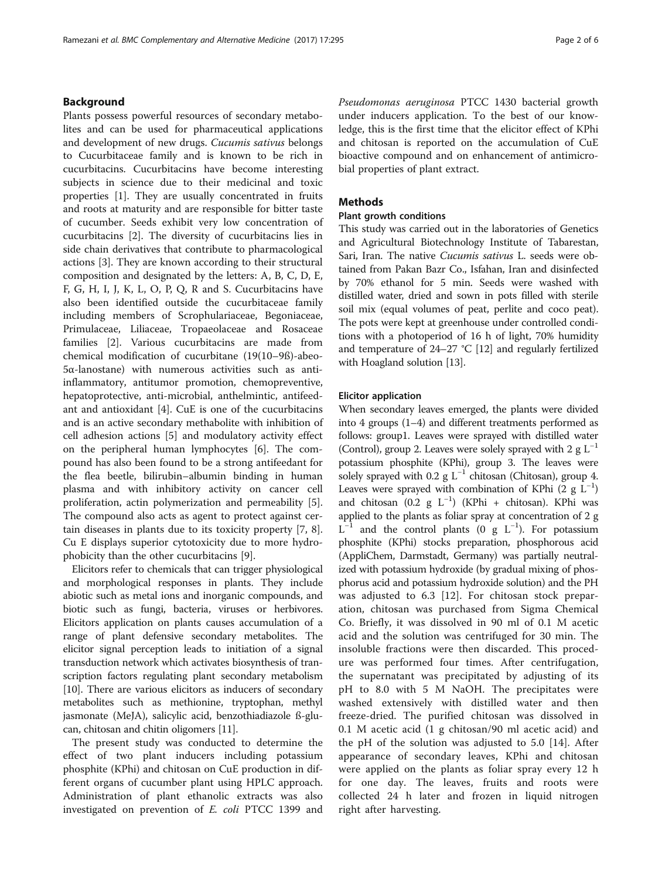## Background

Plants possess powerful resources of secondary metabolites and can be used for pharmaceutical applications and development of new drugs. *Cucumis sativus* belongs to Cucurbitaceae family and is known to be rich in cucurbitacins. Cucurbitacins have become interesting subjects in science due to their medicinal and toxic properties [1]. They are usually concentrated in fruits and roots at maturity and are responsible for bitter taste of cucumber. Seeds exhibit very low concentration of cucurbitacins [2]. The diversity of cucurbitacins lies in side chain derivatives that contribute to pharmacological actions [3]. They are known according to their structural composition and designated by the letters: A, B, C, D, E, F, G, H, I, J, K, L, O, P, Q, R and S. Cucurbitacins have also been identified outside the cucurbitaceae family including members of Scrophulariaceae, Begoniaceae, Primulaceae, Liliaceae, Tropaeolaceae and Rosaceae families [2]. Various cucurbitacins are made from chemical modification of cucurbitane (19(10–9ß)-abeo-5α-lanostane) with numerous activities such as anti-inflammatory, antitumor promotion, chemopreventive, hepatoprotective, anti-microbial, anthelmintic, antifeedant and antioxidant [4]. CuE is one of the cucurbitacins and is an active secondary methabolite with inhibition of cell adhesion actions [5] and modulatory activity effect on the peripheral human lymphocytes [6]. The compound has also been found to be a strong antifeedant for the flea beetle, bilirubin–albumin binding in human plasma and with inhibitory activity on cancer cell proliferation, actin polymerization and permeability [5]. The compound also acts as agent to protect against certain diseases in plants due to its toxicity property [7, 8]. Cu E displays superior cytotoxicity due to more hydrophobicity than the other cucurbitacins [9].

Elicitors refer to chemicals that can trigger physiological and morphological responses in plants. They include abiotic such as metal ions and inorganic compounds, and biotic such as fungi, bacteria, viruses or herbivores. Elicitors application on plants causes accumulation of a range of plant defensive secondary metabolites. The elicitor signal perception leads to initiation of a signal transduction network which activates biosynthesis of transcription factors regulating plant secondary metabolism [10]. There are various elicitors as inducers of secondary metabolites such as methionine, tryptophan, methyl jasmonate (MeJA), salicylic acid, benzothiadiazole ß-glucan, chitosan and chitin oligomers [11].

The present study was conducted to determine the effect of two plant inducers including potassium phosphite (KPhi) and chitosan on CuE production in different organs of cucumber plant using HPLC approach. Administration of plant ethanolic extracts was also investigated on prevention of *E. coli* PTCC 1399 and *Pseudomonas aeruginosa* PTCC 1430 bacterial growth under inducers application. To the best of our knowledge, this is the first time that the elicitor effect of KPhi and chitosan is reported on the accumulation of CuE bioactive compound and on enhancement of antimicrobial properties of plant extract.

## Methods

### Plant growth conditions

This study was carried out in the laboratories of Genetics and Agricultural Biotechnology Institute of Tabarestan, Sari, Iran. The native *Cucumis sativus* L. seeds were obtained from Pakan Bazr Co., Isfahan, Iran and disinfected by 70% ethanol for 5 min. Seeds were washed with distilled water, dried and sown in pots filled with sterile soil mix (equal volumes of peat, perlite and coco peat). The pots were kept at greenhouse under controlled conditions with a photoperiod of 16 h of light, 70% humidity and temperature of 24–27 °C [12] and regularly fertilized with Hoagland solution [13].

### Elicitor application

When secondary leaves emerged, the plants were divided into 4 groups (1–4) and different treatments performed as follows: group1. Leaves were sprayed with distilled water (Control), group 2. Leaves were solely sprayed with 2 g $L^{-1}$ potassium phosphite (KPhi), group 3. The leaves were solely sprayed with 0.2 g $L^{-1}$ chitosan (Chitosan), group 4. Leaves were sprayed with combination of KPhi (2 g $L^{-1}$) and chitosan (0.2 g $L^{-1}$) (KPhi + chitosan). KPhi was applied to the plants as foliar spray at concentration of 2 g $L^{-1}$ and the control plants (0 g $L^{-1}$). For potassium phosphite (KPhi) stocks preparation, phosphorous acid (AppliChem, Darmstadt, Germany) was partially neutralized with potassium hydroxide (by gradual mixing of phosphorus acid and potassium hydroxide solution) and the PH was adjusted to 6.3 [12]. For chitosan stock preparation, chitosan was purchased from Sigma Chemical Co. Briefly, it was dissolved in 90 ml of 0.1 M acetic acid and the solution was centrifuged for 30 min. The insoluble fractions were then discarded. This procedure was performed four times. After centrifugation, the supernatant was precipitated by adjusting of its pH to 8.0 with 5 M NaOH. The precipitates were washed extensively with distilled water and then freeze-dried. The purified chitosan was dissolved in 0.1 M acetic acid (1 g chitosan/90 ml acetic acid) and the pH of the solution was adjusted to 5.0 [14]. After appearance of secondary leaves, KPhi and chitosan were applied on the plants as foliar spray every 12 h for one day. The leaves, fruits and roots were collected 24 h later and frozen in liquid nitrogen right after harvesting.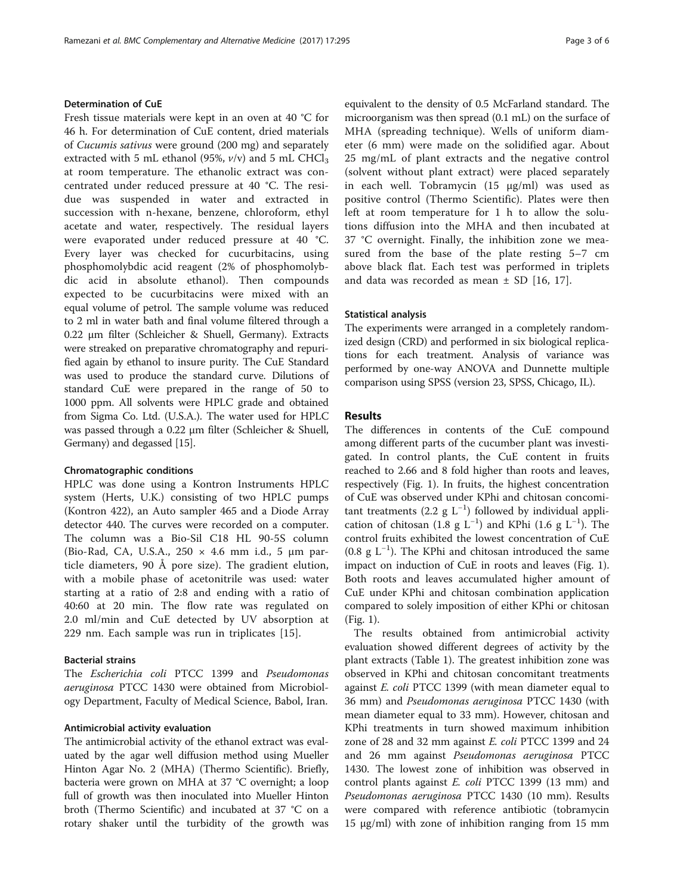### Determination of CuE

Fresh tissue materials were kept in an oven at 40 °C for 46 h. For determination of CuE content, dried materials of *Cucumis sativus* were ground (200 mg) and separately extracted with 5 mL ethanol (95%, *v*/v) and 5 mL $CHCl_3$ at room temperature. The ethanolic extract was concentrated under reduced pressure at 40 °C. The residue was suspended in water and extracted in succession with n-hexane, benzene, chloroform, ethyl acetate and water, respectively. The residual layers were evaporated under reduced pressure at 40 °C. Every layer was checked for cucurbitacins, using phosphomolybdic acid reagent (2% of phosphomolybdic acid in absolute ethanol). Then compounds expected to be cucurbitacins were mixed with an equal volume of petrol. The sample volume was reduced to 2 ml in water bath and final volume filtered through a 0.22 μm filter (Schleicher & Shuell, Germany). Extracts were streaked on preparative chromatography and repurified again by ethanol to insure purity. The CuE Standard was used to produce the standard curve. Dilutions of standard CuE were prepared in the range of 50 to 1000 ppm. All solvents were HPLC grade and obtained from Sigma Co. Ltd. (U.S.A.). The water used for HPLC was passed through a 0.22 μm filter (Schleicher & Shuell, Germany) and degassed [15].

### Chromatographic conditions

HPLC was done using a Kontron Instruments HPLC system (Herts, U.K.) consisting of two HPLC pumps (Kontron 422), an Auto sampler 465 and a Diode Array detector 440. The curves were recorded on a computer. The column was a Bio-Sil C18 HL 90-5S column (Bio-Rad, CA, U.S.A., 250 × 4.6 mm i.d., 5 μm particle diameters, 90 Å pore size). The gradient elution, with a mobile phase of acetonitrile was used: water starting at a ratio of 2:8 and ending with a ratio of 40:60 at 20 min. The flow rate was regulated on 2.0 ml/min and CuE detected by UV absorption at 229 nm. Each sample was run in triplicates [15].

### Bacterial strains

The *Escherichia coli* PTCC 1399 and *Pseudomonas aeruginosa* PTCC 1430 were obtained from Microbiology Department, Faculty of Medical Science, Babol, Iran.

### Antimicrobial activity evaluation

The antimicrobial activity of the ethanol extract was evaluated by the agar well diffusion method using Mueller Hinton Agar No. 2 (MHA) (Thermo Scientific). Briefly, bacteria were grown on MHA at 37 °C overnight; a loop full of growth was then inoculated into Mueller Hinton broth (Thermo Scientific) and incubated at 37 °C on a rotary shaker until the turbidity of the growth was equivalent to the density of 0.5 McFarland standard. The microorganism was then spread (0.1 mL) on the surface of MHA (spreading technique). Wells of uniform diameter (6 mm) were made on the solidified agar. About 25 mg/mL of plant extracts and the negative control (solvent without plant extract) were placed separately in each well. Tobramycin (15 μg/ml) was used as positive control (Thermo Scientific). Plates were then left at room temperature for 1 h to allow the solutions diffusion into the MHA and then incubated at 37 °C overnight. Finally, the inhibition zone we measured from the base of the plate resting 5–7 cm above black flat. Each test was performed in triplets and data was recorded as mean ± SD [16, 17].

### Statistical analysis

The experiments were arranged in a completely randomized design (CRD) and performed in six biological replications for each treatment. Analysis of variance was performed by one-way ANOVA and Dunnette multiple comparison using SPSS (version 23, SPSS, Chicago, IL).

## Results

The differences in contents of the CuE compound among different parts of the cucumber plant was investigated. In control plants, the CuE content in fruits reached to 2.66 and 8 fold higher than roots and leaves, respectively (Fig. 1). In fruits, the highest concentration of CuE was observed under KPhi and chitosan concomitant treatments (2.2 g $L^{-1}$) followed by individual application of chitosan (1.8 g $L^{-1}$) and KPhi (1.6 g $L^{-1}$). The control fruits exhibited the lowest concentration of CuE (0.8 g $L^{-1}$). The KPhi and chitosan introduced the same impact on induction of CuE in roots and leaves (Fig. 1). Both roots and leaves accumulated higher amount of CuE under KPhi and chitosan combination application compared to solely imposition of either KPhi or chitosan (Fig. 1).

The results obtained from antimicrobial activity evaluation showed different degrees of activity by the plant extracts (Table 1). The greatest inhibition zone was observed in KPhi and chitosan concomitant treatments against *E. coli* PTCC 1399 (with mean diameter equal to 36 mm) and *Pseudomonas aeruginosa* PTCC 1430 (with mean diameter equal to 33 mm). However, chitosan and KPhi treatments in turn showed maximum inhibition zone of 28 and 32 mm against *E. coli* PTCC 1399 and 24 and 26 mm against *Pseudomonas aeruginosa* PTCC 1430. The lowest zone of inhibition was observed in control plants against *E. coli* PTCC 1399 (13 mm) and *Pseudomonas aeruginosa* PTCC 1430 (10 mm). Results were compared with reference antibiotic (tobramycin 15 μg/ml) with zone of inhibition ranging from 15 mm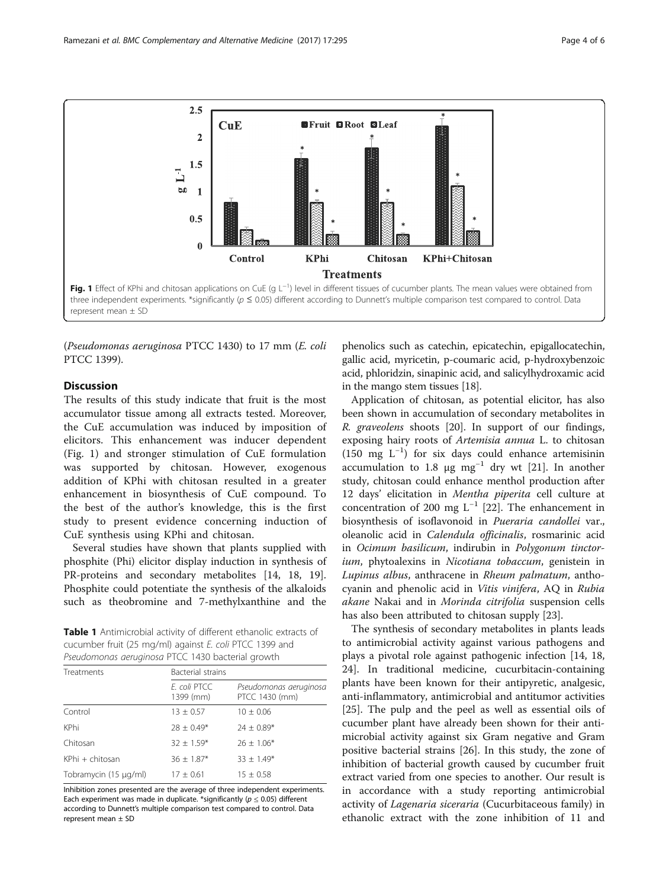Fig. 1 Effect of KPhi and chitosan applications on CuE (g $L^{-1}$) level in different tissues of cucumber plants. The mean values were obtained from three independent experiments. *significantly ($p \leq 0.05$) different according to Dunnett's multiple comparison test compared to control. Data represent mean ± SD

(*Pseudomonas aeruginosa* PTCC 1430) to 17 mm (*E. coli* PTCC 1399).

## Discussion

The results of this study indicate that fruit is the most accumulator tissue among all extracts tested. Moreover, the CuE accumulation was induced by imposition of elicitors. This enhancement was inducer dependent (Fig. 1) and stronger stimulation of CuE formulation was supported by chitosan. However, exogenous addition of KPhi with chitosan resulted in a greater enhancement in biosynthesis of CuE compound. To the best of the author's knowledge, this is the first study to present evidence concerning induction of CuE synthesis using KPhi and chitosan.

Several studies have shown that plants supplied with phosphite (Phi) elicitor display induction in synthesis of PR-proteins and secondary metabolites [14, 18, 19]. Phosphite could potentiate the synthesis of the alkaloids such as theobromine and 7-methylxanthine and the phenolics such as catechin, epicatechin, epigallocatechin, gallic acid, myricetin, p-coumaric acid, p-hydroxybenzoic acid, phloridzin, sinapinic acid, and salicylhydroxamic acid in the mango stem tissues [18].

**Table 1** Antimicrobial activity of different ethanolic extracts of cucumber fruit (25 mg/ml) against *E. coli* PTCC 1399 and *Pseudomonas aeruginosa* PTCC 1430 bacterial growth

| Treatments | Bacterial strains | |
|---|---|---|
| | *E. coli* PTCC 1399 (mm) | *Pseudomonas aeruginosa* PTCC 1430 (mm) |
| Control | 13 ± 0.57 | 10 ± 0.06 |
| KPhi | 28 ± 0.49* | 24 ± 0.89* |
| Chitosan | 32 ± 1.59* | 26 ± 1.06* |
| KPhi + chitosan | 36 ± 1.87* | 33 ± 1.49* |
| Tobramycin (15 μg/ml) | 17 ± 0.61 | 15 ± 0.58 |

Inhibition zones presented are the average of three independent experiments. Each experiment was made in duplicate. *significantly ($p \leq 0.05$) different according to Dunnett's multiple comparison test compared to control. Data represent mean ± SD

Application of chitosan, as potential elicitor, has also been shown in accumulation of secondary metabolites in *R. graveolens* shoots [20]. In support of our findings, exposing hairy roots of *Artemisia annua* L. to chitosan (150 mg $L^{-1}$) for six days could enhance artemisinin accumulation to 1.8 μg $mg^{-1}$ dry wt [21]. In another study, chitosan could enhance menthol production after 12 days' elicitation in *Mentha piperita* cell culture at concentration of 200 mg $L^{-1}$ [22]. The enhancement in biosynthesis of isoflavonoid in *Pueraria candollei* var., oleanolic acid in *Calendula officinalis*, rosmarinic acid in *Ocimum basilicum*, indirubin in *Polygonum tinctorium*, phytoalexins in *Nicotiana tobaccum*, genistein in *Lupinus albus*, anthracene in *Rheum palmatum*, anthocyanin and phenolic acid in *Vitis vinifera*, AQ in *Rubia akane* Nakai and in *Morinda citrifolia* suspension cells has also been attributed to chitosan supply [23].

The synthesis of secondary metabolites in plants leads to antimicrobial activity against various pathogens and plays a pivotal role against pathogenic infection [14, 18, 24]. In traditional medicine, cucurbitacin-containing plants have been known for their antipyretic, analgesic, anti-inflammatory, antimicrobial and antitumor activities [25]. The pulp and the peel as well as essential oils of cucumber plant have already been shown for their antimicrobial activity against six Gram negative and Gram positive bacterial strains [26]. In this study, the zone of inhibition of bacterial growth caused by cucumber fruit extract varied from one species to another. Our result is in accordance with a study reporting antimicrobial activity of *Lagenaria siceraria* (Cucurbitaceous family) in ethanolic extract with the zone inhibition of 11 and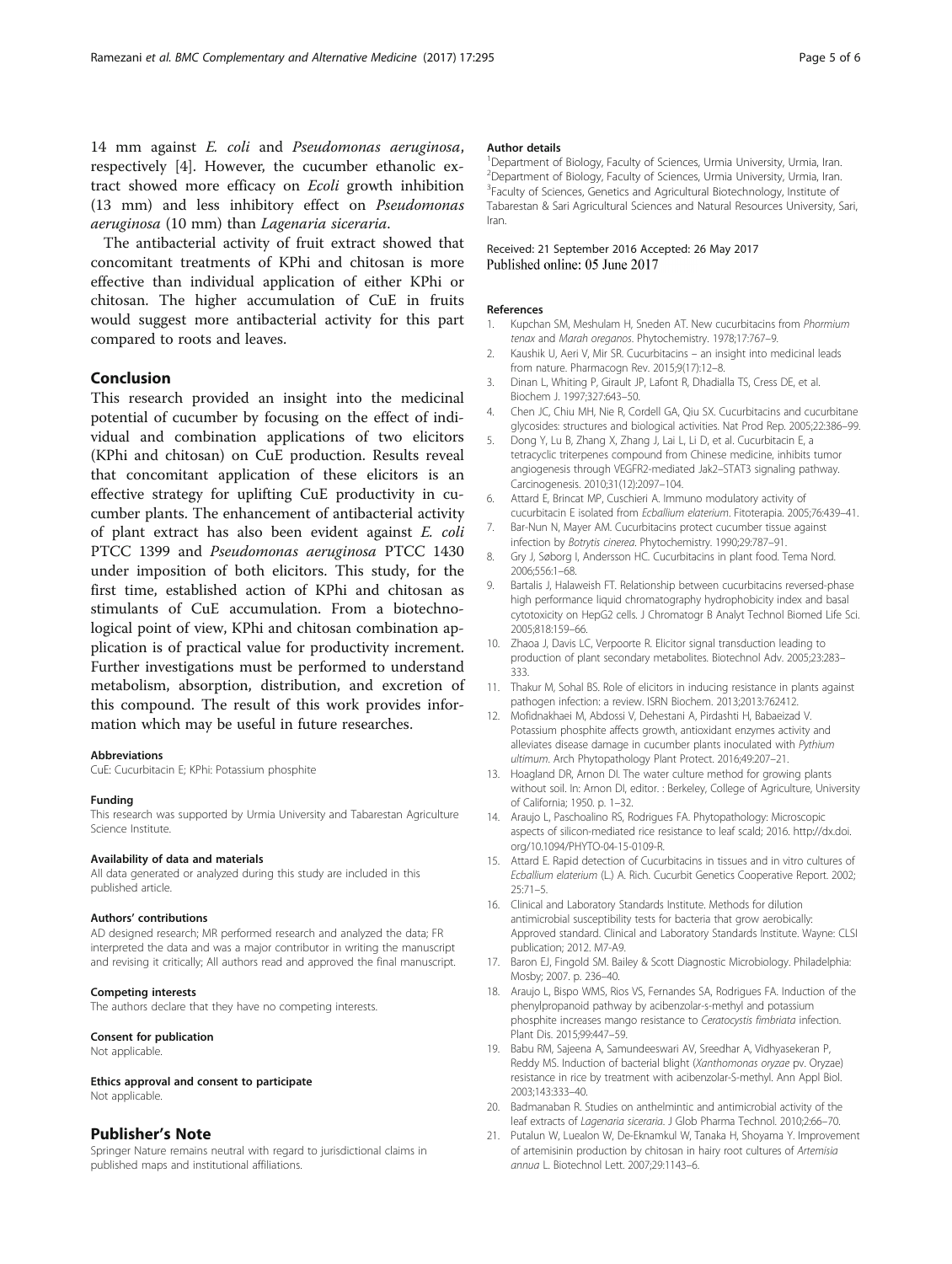14 mm against *E. coli* and *Pseudomonas aeruginosa*, respectively [4]. However, the cucumber ethanolic extract showed more efficacy on *Ecoli* growth inhibition (13 mm) and less inhibitory effect on *Pseudomonas aeruginosa* (10 mm) than *Lagenaria siceraria*.

The antibacterial activity of fruit extract showed that concomitant treatments of KPhi and chitosan is more effective than individual application of either KPhi or chitosan. The higher accumulation of CuE in fruits would suggest more antibacterial activity for this part compared to roots and leaves.

## Conclusion

This research provided an insight into the medicinal potential of cucumber by focusing on the effect of individual and combination applications of two elicitors (KPhi and chitosan) on CuE production. Results reveal that concomitant application of these elicitors is an effective strategy for uplifting CuE productivity in cucumber plants. The enhancement of antibacterial activity of plant extract has also been evident against *E. coli* PTCC 1399 and *Pseudomonas aeruginosa* PTCC 1430 under imposition of both elicitors. This study, for the first time, established action of KPhi and chitosan as stimulants of CuE accumulation. From a biotechnological point of view, KPhi and chitosan combination application is of practical value for productivity increment. Further investigations must be performed to understand metabolism, absorption, distribution, and excretion of this compound. The result of this work provides information which may be useful in future researches.

#### Abbreviations

CuE: Cucurbitacin E; KPhi: Potassium phosphite

#### Funding

This research was supported by Urmia University and Tabarestan Agriculture Science Institute.

#### Availability of data and materials

All data generated or analyzed during this study are included in this published article.

#### Authors' contributions

AD designed research; MR performed research and analyzed the data; FR interpreted the data and was a major contributor in writing the manuscript and revising it critically; All authors read and approved the final manuscript.

#### Competing interests

The authors declare that they have no competing interests.

#### Consent for publication

Not applicable.

#### Ethics approval and consent to participate

Not applicable.

## Publisher's Note

Springer Nature remains neutral with regard to jurisdictional claims in published maps and institutional affiliations.

#### Author details

[1]Department of Biology, Faculty of Sciences, Urmia University, Urmia, Iran. [2]Department of Biology, Faculty of Sciences, Urmia University, Urmia, Iran. [3]Faculty of Sciences, Genetics and Agricultural Biotechnology, Institute of Tabarestan & Sari Agricultural Sciences and Natural Resources University, Sari, Iran.

Received: 21 September 2016 Accepted: 26 May 2017
Published online: 05 June 2017

#### References

1. Kupchan SM, Meshulam H, Sneden AT. New cucurbitacins from *Phormium tenax* and *Marah oreganos*. Phytochemistry. 1978;17:767–9.
2. Kaushik U, Aeri V, Mir SR. Cucurbitacins – an insight into medicinal leads from nature. Pharmacogn Rev. 2015;9(17):12–8.
3. Dinan L, Whiting P, Girault JP, Lafont R, Dhadialla TS, Cress DE, et al. Biochem J. 1997;327:643–50.
4. Chen JC, Chiu MH, Nie R, Cordell GA, Qiu SX. Cucurbitacins and cucurbitane glycosides: structures and biological activities. Nat Prod Rep. 2005;22:386–99.
5. Dong Y, Lu B, Zhang X, Zhang J, Lai L, Li D, et al. Cucurbitacin E, a tetracyclic triterpenes compound from Chinese medicine, inhibits tumor angiogenesis through VEGFR2-mediated Jak2–STAT3 signaling pathway. Carcinogenesis. 2010;31(12):2097–104.
6. Attard E, Brincat MP, Cuschieri A. Immuno modulatory activity of cucurbitacin E isolated from *Ecballium elaterium*. Fitoterapia. 2005;76:439–41.
7. Bar-Nun N, Mayer AM. Cucurbitacins protect cucumber tissue against infection by *Botrytis cinerea*. Phytochemistry. 1990;29:787–91.
8. Gry J, Søborg I, Andersson HC. Cucurbitacins in plant food. Tema Nord. 2006;556:1–68.
9. Bartalis J, Halaweish FT. Relationship between cucurbitacins reversed-phase high performance liquid chromatography hydrophobicity index and basal cytotoxicity on HepG2 cells. J Chromatogr B Analyt Technol Biomed Life Sci. 2005;818:159–66.
10. Zhaoa J, Davis LC, Verpoorte R. Elicitor signal transduction leading to production of plant secondary metabolites. Biotechnol Adv. 2005;23:283–333.
11. Thakur M, Sohal BS. Role of elicitors in inducing resistance in plants against pathogen infection: a review. ISRN Biochem. 2013;2013:762412.
12. Mofidnakhaei M, Abdossi V, Dehestani A, Pirdashti H, Babaeizad V. Potassium phosphite affects growth, antioxidant enzymes activity and alleviates disease damage in cucumber plants inoculated with *Pythium ultimum*. Arch Phytopathology Plant Protect. 2016;49:207–21.
13. Hoagland DR, Arnon DI. The water culture method for growing plants without soil. In: Arnon DI, editor. : Berkeley, College of Agriculture, University of California; 1950. p. 1–32.
14. Araujo L, Paschoalino RS, Rodrigues FA. Phytopathology: Microscopic aspects of silicon-mediated rice resistance to leaf scald; 2016. http://dx.doi.org/10.1094/PHYTO-04-15-0109-R.
15. Attard E. Rapid detection of Cucurbitacins in tissues and in vitro cultures of *Ecballium elaterium* (L.) A. Rich. Cucurbit Genetics Cooperative Report. 2002; 25:71–5.
16. Clinical and Laboratory Standards Institute. Methods for dilution antimicrobial susceptibility tests for bacteria that grow aerobically: Approved standard. Clinical and Laboratory Standards Institute. Wayne: CLSI publication; 2012. M7-A9.
17. Baron EJ, Fingold SM. Bailey & Scott Diagnostic Microbiology. Philadelphia: Mosby; 2007. p. 236–40.
18. Araujo L, Bispo WMS, Rios VS, Fernandes SA, Rodrigues FA. Induction of the phenylpropanoid pathway by acibenzolar-s-methyl and potassium phosphite increases mango resistance to *Ceratocystis fimbriata* infection. Plant Dis. 2015;99:447–59.
19. Babu RM, Sajeena A, Samundeeswari AV, Sreedhar A, Vidhyasekeran P, Reddy MS. Induction of bacterial blight (*Xanthomonas oryzae* pv. Oryzae) resistance in rice by treatment with acibenzolar-S-methyl. Ann Appl Biol. 2003;143:333–40.
20. Badmanaban R. Studies on anthelmintic and antimicrobial activity of the leaf extracts of *Lagenaria siceraria*. J Glob Pharma Technol. 2010;2:66–70.
21. Putalun W, Luealon W, De-Eknamkul W, Tanaka H, Shoyama Y. Improvement of artemisinin production by chitosan in hairy root cultures of *Artemisia annua* L. Biotechnol Lett. 2007;29:1143–6.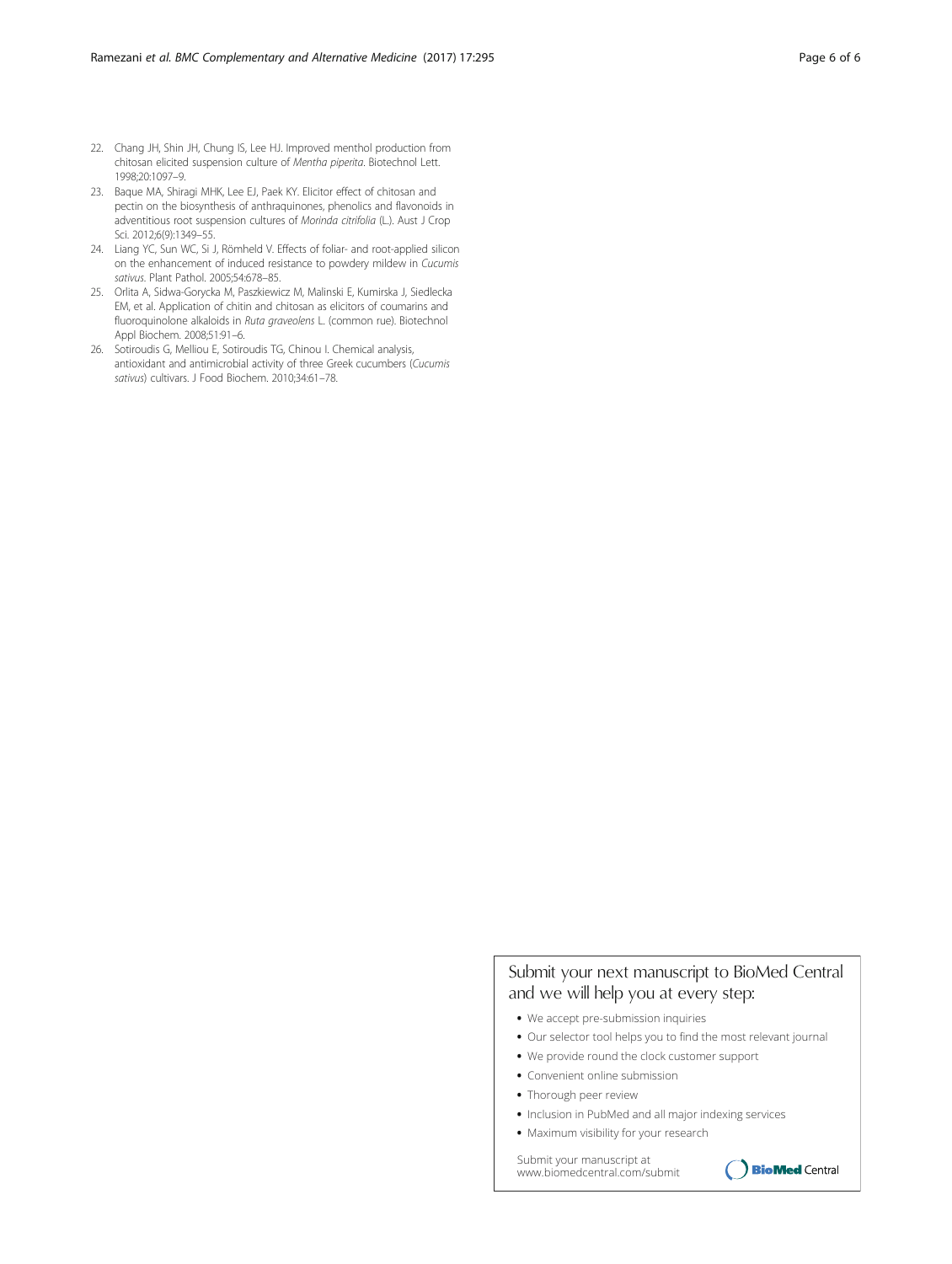22. Chang JH, Shin JH, Chung IS, Lee HJ. Improved menthol production from chitosan elicited suspension culture of *Mentha piperita*. Biotechnol Lett. 1998;20:1097–9.
23. Baque MA, Shiragi MHK, Lee EJ, Paek KY. Elicitor effect of chitosan and pectin on the biosynthesis of anthraquinones, phenolics and flavonoids in adventitious root suspension cultures of *Morinda citrifolia* (L.). Aust J Crop Sci. 2012;6(9):1349–55.
24. Liang YC, Sun WC, Si J, Römheld V. Effects of foliar- and root-applied silicon on the enhancement of induced resistance to powdery mildew in *Cucumis sativus*. Plant Pathol. 2005;54:678–85.
25. Orlita A, Sidwa-Gorycka M, Paszkiewicz M, Malinski E, Kumirska J, Siedlecka EM, et al. Application of chitin and chitosan as elicitors of coumarins and fluoroquinolone alkaloids in *Ruta graveolens* L. (common rue). Biotechnol Appl Biochem. 2008;51:91–6.
26. Sotiroudis G, Melliou E, Sotiroudis TG, Chinou I. Chemical analysis, antioxidant and antimicrobial activity of three Greek cucumbers (*Cucumis sativus*) cultivars. J Food Biochem. 2010;34:61–78.

Submit your next manuscript to BioMed Central and we will help you at every step:

- We accept pre-submission inquiries
- Our selector tool helps you to find the most relevant journal
- We provide round the clock customer support
- Convenient online submission
- Thorough peer review
- Inclusion in PubMed and all major indexing services
- Maximum visibility for your research

Submit your manuscript at
www.biomedcentral.com/submit

BioMed Central